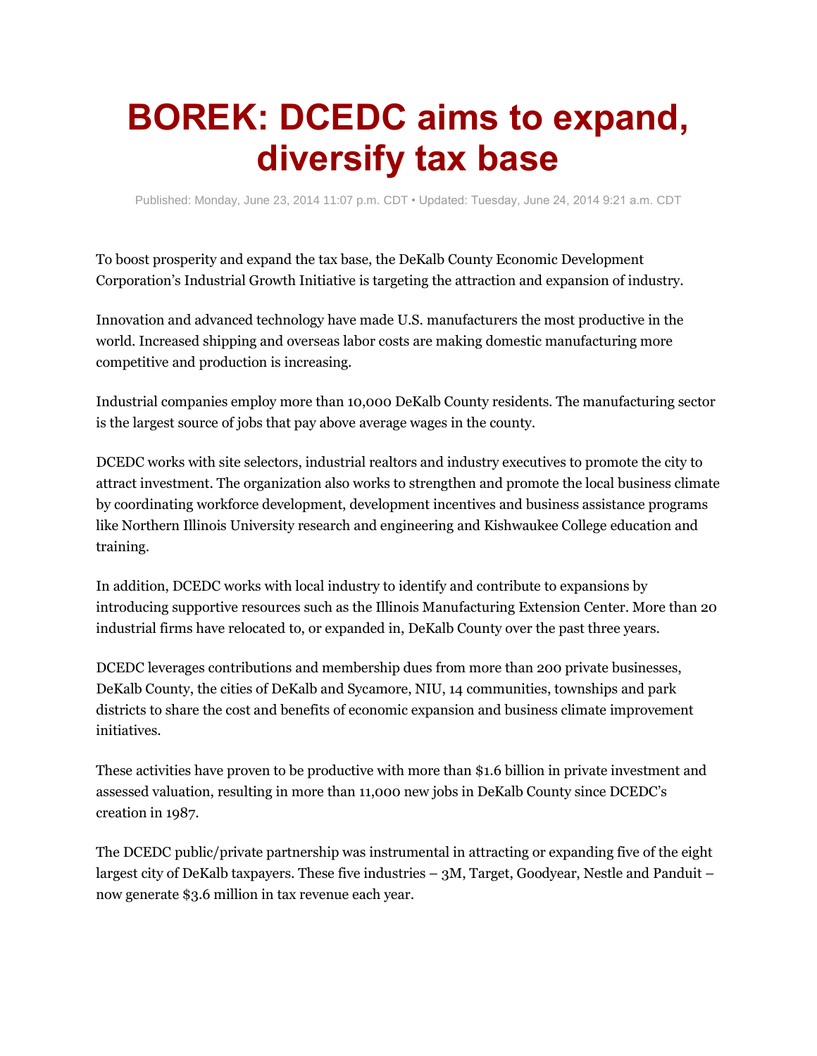# BOREK: DCEDC aims to expand, diversify tax base

Published: Monday, June 23, 2014 11:07 p.m. CDT • Updated: Tuesday, June 24, 2014 9:21 a.m. CDT

To boost prosperity and expand the tax base, the DeKalb County Economic Development Corporation's Industrial Growth Initiative is targeting the attraction and expansion of industry.

Innovation and advanced technology have made U.S. manufacturers the most productive in the world. Increased shipping and overseas labor costs are making domestic manufacturing more competitive and production is increasing.

Industrial companies employ more than 10,000 DeKalb County residents. The manufacturing sector is the largest source of jobs that pay above average wages in the county.

DCEDC works with site selectors, industrial realtors and industry executives to promote the city to attract investment. The organization also works to strengthen and promote the local business climate by coordinating workforce development, development incentives and business assistance programs like Northern Illinois University research and engineering and Kishwaukee College education and training.

In addition, DCEDC works with local industry to identify and contribute to expansions by introducing supportive resources such as the Illinois Manufacturing Extension Center. More than 20 industrial firms have relocated to, or expanded in, DeKalb County over the past three years.

DCEDC leverages contributions and membership dues from more than 200 private businesses, DeKalb County, the cities of DeKalb and Sycamore, NIU, 14 communities, townships and park districts to share the cost and benefits of economic expansion and business climate improvement initiatives.

These activities have proven to be productive with more than $1.6 billion in private investment and assessed valuation, resulting in more than 11,000 new jobs in DeKalb County since DCEDC's creation in 1987.

The DCEDC public/private partnership was instrumental in attracting or expanding five of the eight largest city of DeKalb taxpayers. These five industries – 3M, Target, Goodyear, Nestle and Panduit – now generate $3.6 million in tax revenue each year.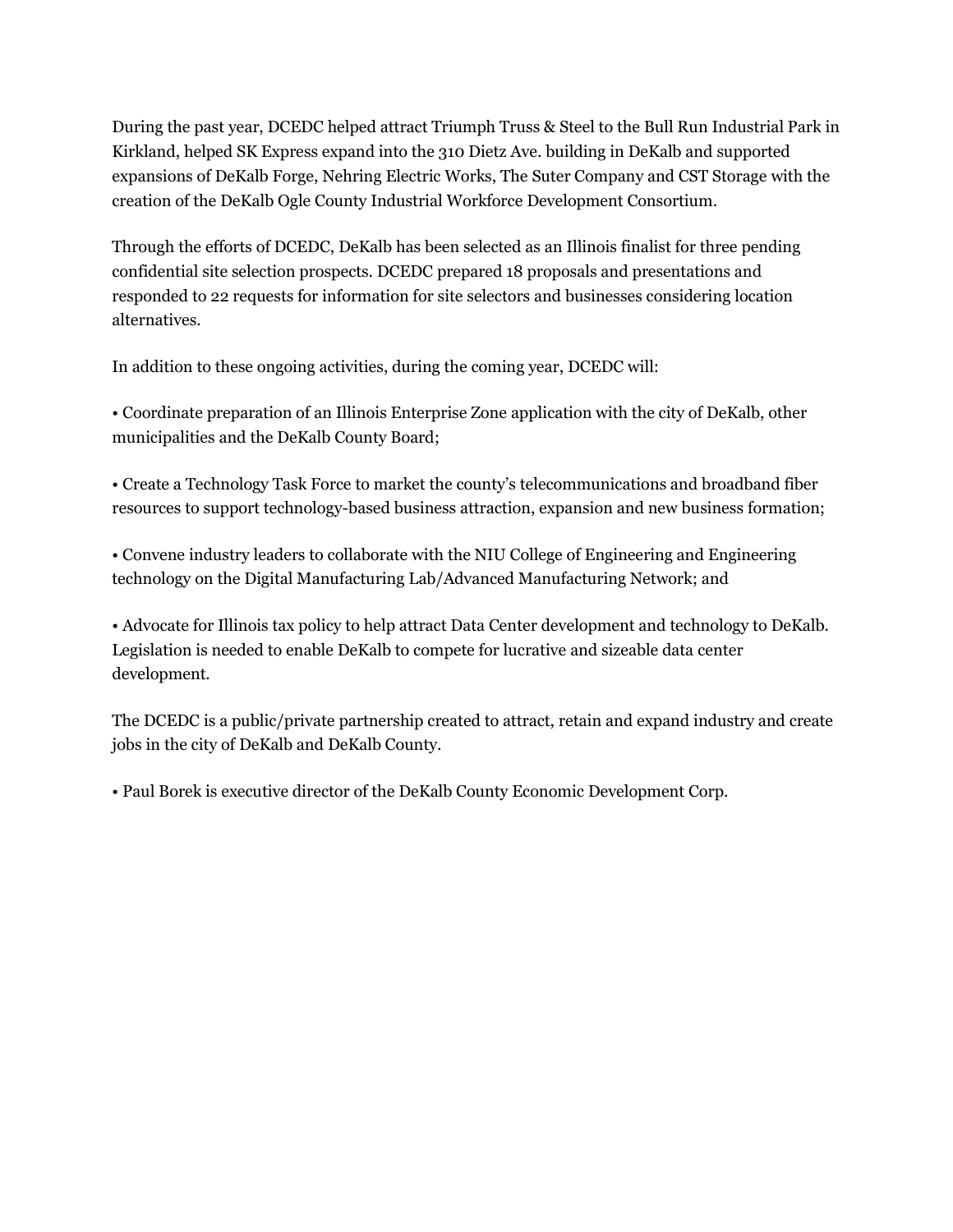During the past year, DCEDC helped attract Triumph Truss & Steel to the Bull Run Industrial Park in Kirkland, helped SK Express expand into the 310 Dietz Ave. building in DeKalb and supported expansions of DeKalb Forge, Nehring Electric Works, The Suter Company and CST Storage with the creation of the DeKalb Ogle County Industrial Workforce Development Consortium.

Through the efforts of DCEDC, DeKalb has been selected as an Illinois finalist for three pending confidential site selection prospects. DCEDC prepared 18 proposals and presentations and responded to 22 requests for information for site selectors and businesses considering location alternatives.

In addition to these ongoing activities, during the coming year, DCEDC will:

• Coordinate preparation of an Illinois Enterprise Zone application with the city of DeKalb, other municipalities and the DeKalb County Board;

• Create a Technology Task Force to market the county's telecommunications and broadband fiber resources to support technology-based business attraction, expansion and new business formation;

• Convene industry leaders to collaborate with the NIU College of Engineering and Engineering technology on the Digital Manufacturing Lab/Advanced Manufacturing Network; and

• Advocate for Illinois tax policy to help attract Data Center development and technology to DeKalb. Legislation is needed to enable DeKalb to compete for lucrative and sizeable data center development.

The DCEDC is a public/private partnership created to attract, retain and expand industry and create jobs in the city of DeKalb and DeKalb County.

• Paul Borek is executive director of the DeKalb County Economic Development Corp.